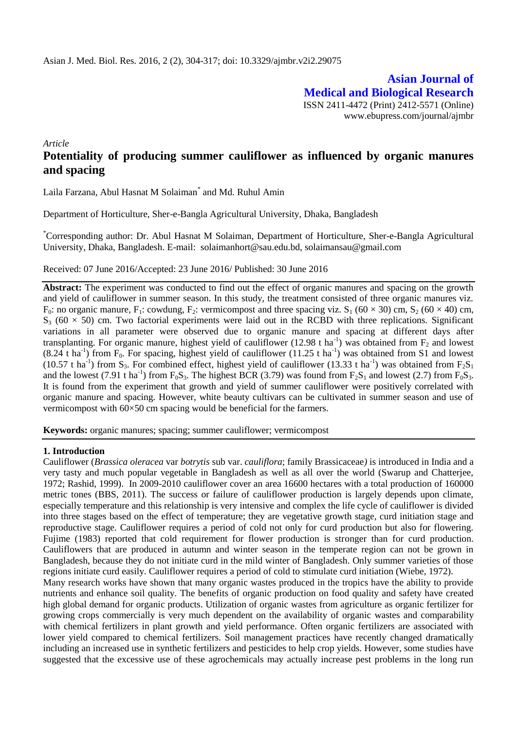**Asian Journal of Medical and Biological Research**

ISSN 2411-4472 (Print) 2412-5571 (Online)
www.ebupress.com/journal/ajmbr

*Article*

# Potentiality of producing summer cauliflower as influenced by organic manures and spacing

Laila Farzana, Abul Hasnat M Solaiman* and Md. Ruhul Amin

Department of Horticulture, Sher-e-Bangla Agricultural University, Dhaka, Bangladesh

*Corresponding author: Dr. Abul Hasnat M Solaiman, Department of Horticulture, Sher-e-Bangla Agricultural University, Dhaka, Bangladesh. E-mail: solaimanhort@sau.edu.bd, solaimansau@gmail.com

Received: 07 June 2016/Accepted: 23 June 2016/ Published: 30 June 2016

**Abstract:** The experiment was conducted to find out the effect of organic manures and spacing on the growth and yield of cauliflower in summer season. In this study, the treatment consisted of three organic manures viz. $F_0$: no organic manure, $F_1$: cowdung, $F_2$: vermicompost and three spacing viz. $S_1$ (60 × 30) cm, $S_2$ (60 × 40) cm, $S_3$ (60 × 50) cm. Two factorial experiments were laid out in the RCBD with three replications. Significant variations in all parameter were observed due to organic manure and spacing at different days after transplanting. For organic manure, highest yield of cauliflower (12.98 t $ha^{-1}$) was obtained from $F_2$ and lowest (8.24 t $ha^{-1}$) from $F_0$. For spacing, highest yield of cauliflower (11.25 t $ha^{-1}$) was obtained from S1 and lowest (10.57 t $ha^{-1}$) from $S_3$. For combined effect, highest yield of cauliflower (13.33 t $ha^{-1}$) was obtained from $F_2S_1$ and the lowest (7.91 t $ha^{-1}$) from $F_0S_3$. The highest BCR (3.79) was found from $F_2S_1$ and lowest (2.7) from $F_0S_3$. It is found from the experiment that growth and yield of summer cauliflower were positively correlated with organic manure and spacing. However, white beauty cultivars can be cultivated in summer season and use of vermicompost with 60×50 cm spacing would be beneficial for the farmers.

**Keywords:** organic manures; spacing; summer cauliflower; vermicompost

## 1. Introduction

Cauliflower (*Brassica oleracea* var *botrytis* sub var. *cauliflora*; family Brassicaceae*)* is introduced in India and a very tasty and much popular vegetable in Bangladesh as well as all over the world (Swarup and Chatterjee, 1972; Rashid, 1999). In 2009-2010 cauliflower cover an area 16600 hectares with a total production of 160000 metric tones (BBS, 2011). The success or failure of cauliflower production is largely depends upon climate, especially temperature and this relationship is very intensive and complex the life cycle of cauliflower is divided into three stages based on the effect of temperature; they are vegetative growth stage, curd initiation stage and reproductive stage. Cauliflower requires a period of cold not only for curd production but also for flowering. Fujime (1983) reported that cold requirement for flower production is stronger than for curd production. Cauliflowers that are produced in autumn and winter season in the temperate region can not be grown in Bangladesh, because they do not initiate curd in the mild winter of Bangladesh. Only summer varieties of those regions initiate curd easily. Cauliflower requires a period of cold to stimulate curd initiation (Wiebe, 1972).

Many research works have shown that many organic wastes produced in the tropics have the ability to provide nutrients and enhance soil quality. The benefits of organic production on food quality and safety have created high global demand for organic products. Utilization of organic wastes from agriculture as organic fertilizer for growing crops commercially is very much dependent on the availability of organic wastes and comparability with chemical fertilizers in plant growth and yield performance. Often organic fertilizers are associated with lower yield compared to chemical fertilizers. Soil management practices have recently changed dramatically including an increased use in synthetic fertilizers and pesticides to help crop yields. However, some studies have suggested that the excessive use of these agrochemicals may actually increase pest problems in the long run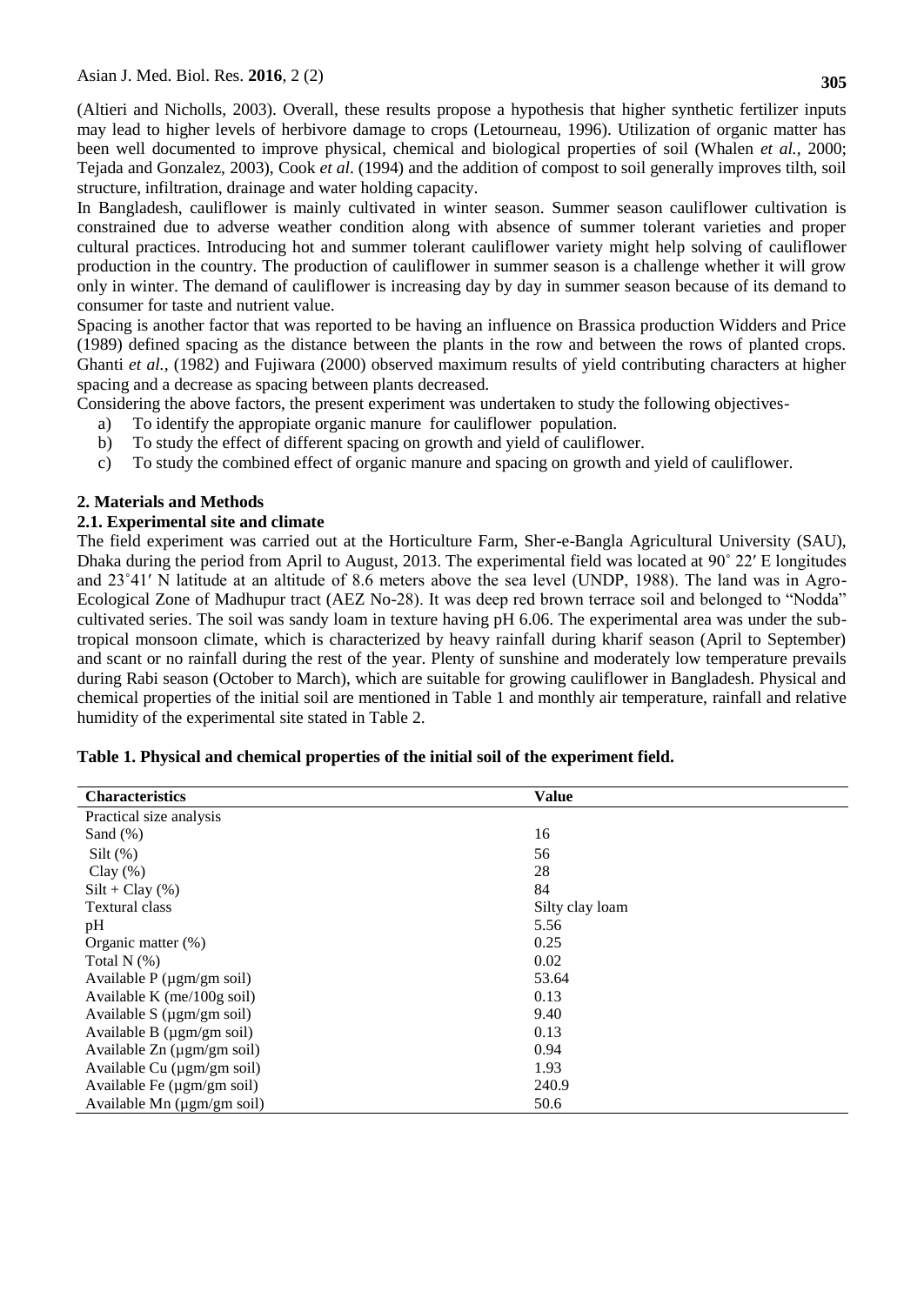(Altieri and Nicholls, 2003). Overall, these results propose a hypothesis that higher synthetic fertilizer inputs may lead to higher levels of herbivore damage to crops (Letourneau, 1996). Utilization of organic matter has been well documented to improve physical, chemical and biological properties of soil (Whalen *et al.*, 2000; Tejada and Gonzalez, 2003), Cook *et al*. (1994) and the addition of compost to soil generally improves tilth, soil structure, infiltration, drainage and water holding capacity.

In Bangladesh, cauliflower is mainly cultivated in winter season. Summer season cauliflower cultivation is constrained due to adverse weather condition along with absence of summer tolerant varieties and proper cultural practices. Introducing hot and summer tolerant cauliflower variety might help solving of cauliflower production in the country. The production of cauliflower in summer season is a challenge whether it will grow only in winter. The demand of cauliflower is increasing day by day in summer season because of its demand to consumer for taste and nutrient value.

Spacing is another factor that was reported to be having an influence on Brassica production Widders and Price (1989) defined spacing as the distance between the plants in the row and between the rows of planted crops. Ghanti *et al.*, (1982) and Fujiwara (2000) observed maximum results of yield contributing characters at higher spacing and a decrease as spacing between plants decreased.

Considering the above factors, the present experiment was undertaken to study the following objectives-

a) To identify the appropiate organic manure for cauliflower population.
b) To study the effect of different spacing on growth and yield of cauliflower.
c) To study the combined effect of organic manure and spacing on growth and yield of cauliflower.

## 2. Materials and Methods

### 2.1. Experimental site and climate

The field experiment was carried out at the Horticulture Farm, Sher-e-Bangla Agricultural University (SAU), Dhaka during the period from April to August, 2013. The experimental field was located at 90˚ 22′ E longitudes and 23˚41′ N latitude at an altitude of 8.6 meters above the sea level (UNDP, 1988). The land was in Agro-Ecological Zone of Madhupur tract (AEZ No-28). It was deep red brown terrace soil and belonged to "Nodda" cultivated series. The soil was sandy loam in texture having pH 6.06. The experimental area was under the sub-tropical monsoon climate, which is characterized by heavy rainfall during kharif season (April to September) and scant or no rainfall during the rest of the year. Plenty of sunshine and moderately low temperature prevails during Rabi season (October to March), which are suitable for growing cauliflower in Bangladesh. Physical and chemical properties of the initial soil are mentioned in Table 1 and monthly air temperature, rainfall and relative humidity of the experimental site stated in Table 2.

**Table 1. Physical and chemical properties of the initial soil of the experiment field.**

| Characteristics | Value |
|---|---|
| Practical size analysis | |
| Sand (%) | 16 |
| Silt (%) | 56 |
| Clay (%) | 28 |
| Silt + Clay (%) | 84 |
| Textural class | Silty clay loam |
| pH | 5.56 |
| Organic matter (%) | 0.25 |
| Total N (%) | 0.02 |
| Available P (µgm/gm soil) | 53.64 |
| Available K (me/100g soil) | 0.13 |
| Available S (µgm/gm soil) | 9.40 |
| Available B (µgm/gm soil) | 0.13 |
| Available Zn (µgm/gm soil) | 0.94 |
| Available Cu (µgm/gm soil) | 1.93 |
| Available Fe (µgm/gm soil) | 240.9 |
| Available Mn (µgm/gm soil) | 50.6 |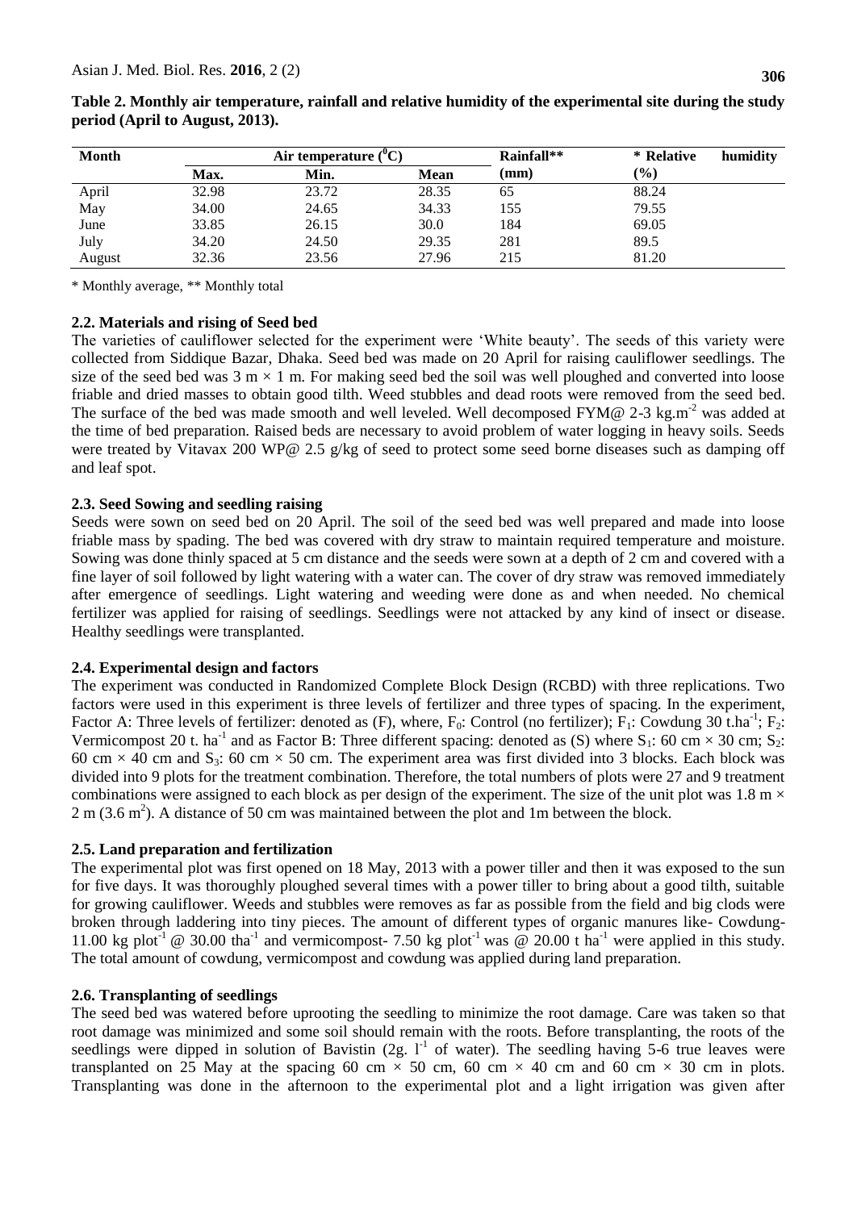**Table 2. Monthly air temperature, rainfall and relative humidity of the experimental site during the study period (April to August, 2013).**

| Month | Air temperature ($^0$C) | | | Rainfall** | * Relative humidity |
|---|---|---|---|---|---|
| | Max. | Min. | Mean | (mm) | (%) |
| April | 32.98 | 23.72 | 28.35 | 65 | 88.24 |
| May | 34.00 | 24.65 | 34.33 | 155 | 79.55 |
| June | 33.85 | 26.15 | 30.0 | 184 | 69.05 |
| July | 34.20 | 24.50 | 29.35 | 281 | 89.5 |
| August | 32.36 | 23.56 | 27.96 | 215 | 81.20 |

* Monthly average, ** Monthly total

### 2.2. Materials and rising of Seed bed

The varieties of cauliflower selected for the experiment were 'White beauty'. The seeds of this variety were collected from Siddique Bazar, Dhaka. Seed bed was made on 20 April for raising cauliflower seedlings. The size of the seed bed was 3 m × 1 m. For making seed bed the soil was well ploughed and converted into loose friable and dried masses to obtain good tilth. Weed stubbles and dead roots were removed from the seed bed. The surface of the bed was made smooth and well leveled. Well decomposed FYM@ 2-3 kg.m$^{-2}$ was added at the time of bed preparation. Raised beds are necessary to avoid problem of water logging in heavy soils. Seeds were treated by Vitavax 200 WP@ 2.5 g/kg of seed to protect some seed borne diseases such as damping off and leaf spot.

### 2.3. Seed Sowing and seedling raising

Seeds were sown on seed bed on 20 April. The soil of the seed bed was well prepared and made into loose friable mass by spading. The bed was covered with dry straw to maintain required temperature and moisture. Sowing was done thinly spaced at 5 cm distance and the seeds were sown at a depth of 2 cm and covered with a fine layer of soil followed by light watering with a water can. The cover of dry straw was removed immediately after emergence of seedlings. Light watering and weeding were done as and when needed. No chemical fertilizer was applied for raising of seedlings. Seedlings were not attacked by any kind of insect or disease. Healthy seedlings were transplanted.

### 2.4. Experimental design and factors

The experiment was conducted in Randomized Complete Block Design (RCBD) with three replications. Two factors were used in this experiment is three levels of fertilizer and three types of spacing. In the experiment, Factor A: Three levels of fertilizer: denoted as (F), where, $F_0$: Control (no fertilizer); $F_1$: Cowdung 30 t.ha$^{-1}$; $F_2$: Vermicompost 20 t. ha$^{-1}$ and as Factor B: Three different spacing: denoted as (S) where $S_1$: 60 cm × 30 cm; $S_2$: 60 cm × 40 cm and $S_3$: 60 cm × 50 cm. The experiment area was first divided into 3 blocks. Each block was divided into 9 plots for the treatment combination. Therefore, the total numbers of plots were 27 and 9 treatment combinations were assigned to each block as per design of the experiment. The size of the unit plot was 1.8 m × 2 m (3.6 m$^2$). A distance of 50 cm was maintained between the plot and 1m between the block.

### 2.5. Land preparation and fertilization

The experimental plot was first opened on 18 May, 2013 with a power tiller and then it was exposed to the sun for five days. It was thoroughly ploughed several times with a power tiller to bring about a good tilth, suitable for growing cauliflower. Weeds and stubbles were removes as far as possible from the field and big clods were broken through laddering into tiny pieces. The amount of different types of organic manures like- Cowdung-11.00 kg plot$^{-1}$ @ 30.00 tha$^{-1}$ and vermicompost- 7.50 kg plot$^{-1}$ was @ 20.00 t ha$^{-1}$ were applied in this study. The total amount of cowdung, vermicompost and cowdung was applied during land preparation.

### 2.6. Transplanting of seedlings

The seed bed was watered before uprooting the seedling to minimize the root damage. Care was taken so that root damage was minimized and some soil should remain with the roots. Before transplanting, the roots of the seedlings were dipped in solution of Bavistin (2g. l$^{-1}$ of water). The seedling having 5-6 true leaves were transplanted on 25 May at the spacing 60 cm × 50 cm, 60 cm × 40 cm and 60 cm × 30 cm in plots. Transplanting was done in the afternoon to the experimental plot and a light irrigation was given after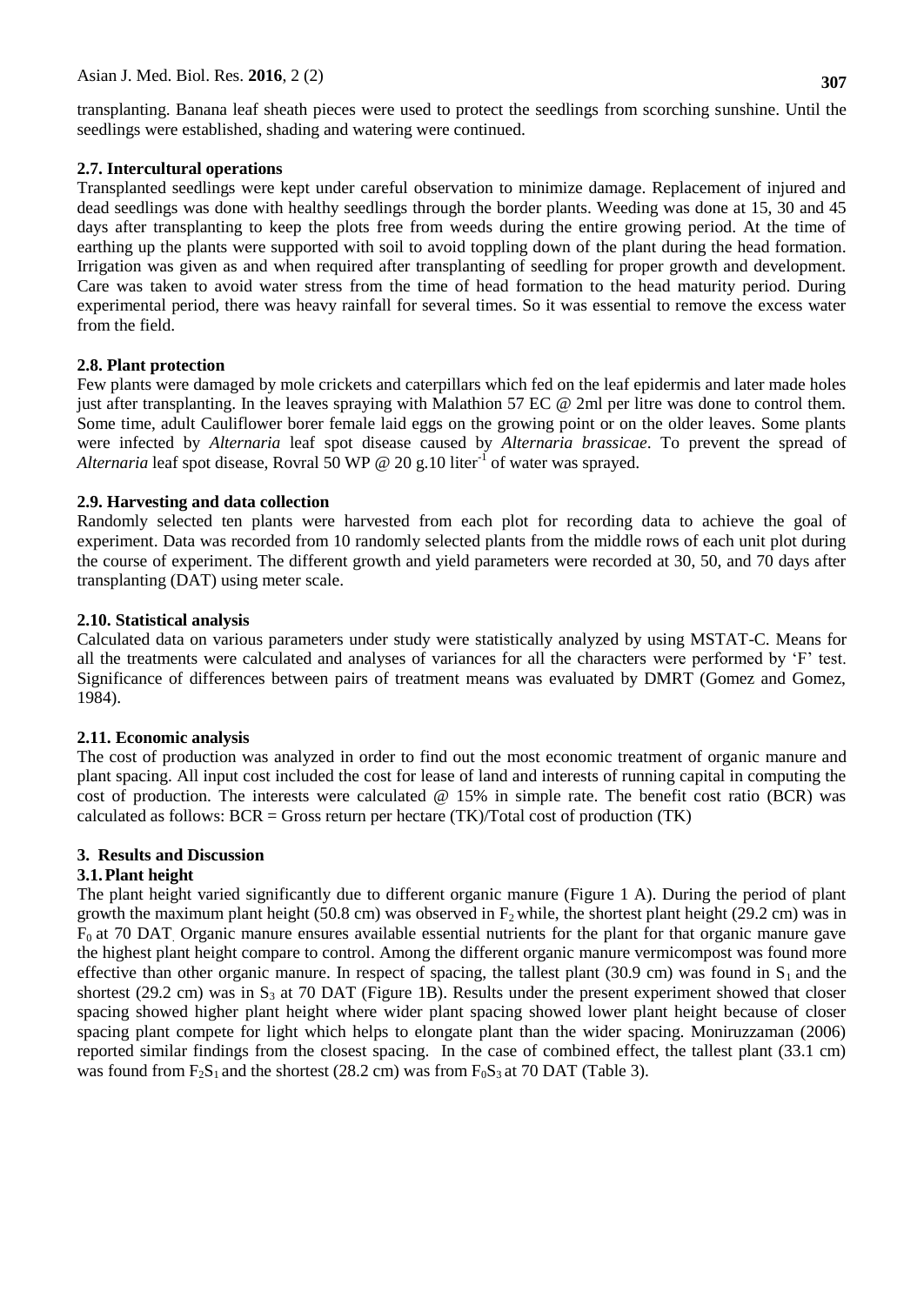transplanting. Banana leaf sheath pieces were used to protect the seedlings from scorching sunshine. Until the seedlings were established, shading and watering were continued.

### 2.7. Intercultural operations

Transplanted seedlings were kept under careful observation to minimize damage. Replacement of injured and dead seedlings was done with healthy seedlings through the border plants. Weeding was done at 15, 30 and 45 days after transplanting to keep the plots free from weeds during the entire growing period. At the time of earthing up the plants were supported with soil to avoid toppling down of the plant during the head formation. Irrigation was given as and when required after transplanting of seedling for proper growth and development. Care was taken to avoid water stress from the time of head formation to the head maturity period. During experimental period, there was heavy rainfall for several times. So it was essential to remove the excess water from the field.

### 2.8. Plant protection

Few plants were damaged by mole crickets and caterpillars which fed on the leaf epidermis and later made holes just after transplanting. In the leaves spraying with Malathion 57 EC @ 2ml per litre was done to control them. Some time, adult Cauliflower borer female laid eggs on the growing point or on the older leaves. Some plants were infected by *Alternaria* leaf spot disease caused by *Alternaria brassicae*. To prevent the spread of *Alternaria* leaf spot disease, Rovral 50 WP @ 20 g.10 liter$^{-1}$ of water was sprayed.

### 2.9. Harvesting and data collection

Randomly selected ten plants were harvested from each plot for recording data to achieve the goal of experiment. Data was recorded from 10 randomly selected plants from the middle rows of each unit plot during the course of experiment. The different growth and yield parameters were recorded at 30, 50, and 70 days after transplanting (DAT) using meter scale.

### 2.10. Statistical analysis

Calculated data on various parameters under study were statistically analyzed by using MSTAT-C. Means for all the treatments were calculated and analyses of variances for all the characters were performed by 'F' test. Significance of differences between pairs of treatment means was evaluated by DMRT (Gomez and Gomez, 1984).

### 2.11. Economic analysis

The cost of production was analyzed in order to find out the most economic treatment of organic manure and plant spacing. All input cost included the cost for lease of land and interests of running capital in computing the cost of production. The interests were calculated @ 15% in simple rate. The benefit cost ratio (BCR) was calculated as follows: BCR = Gross return per hectare (TK)/Total cost of production (TK)

## 3. Results and Discussion

### 3.1. Plant height

The plant height varied significantly due to different organic manure (Figure 1 A). During the period of plant growth the maximum plant height (50.8 cm) was observed in $F_2$ while, the shortest plant height (29.2 cm) was in $F_0$ at 70 DAT. Organic manure ensures available essential nutrients for the plant for that organic manure gave the highest plant height compare to control. Among the different organic manure vermicompost was found more effective than other organic manure. In respect of spacing, the tallest plant (30.9 cm) was found in $S_1$ and the shortest (29.2 cm) was in $S_3$ at 70 DAT (Figure 1B). Results under the present experiment showed that closer spacing showed higher plant height where wider plant spacing showed lower plant height because of closer spacing plant compete for light which helps to elongate plant than the wider spacing. Moniruzzaman (2006) reported similar findings from the closest spacing. In the case of combined effect, the tallest plant (33.1 cm) was found from $F_2S_1$ and the shortest (28.2 cm) was from $F_0S_3$ at 70 DAT (Table 3).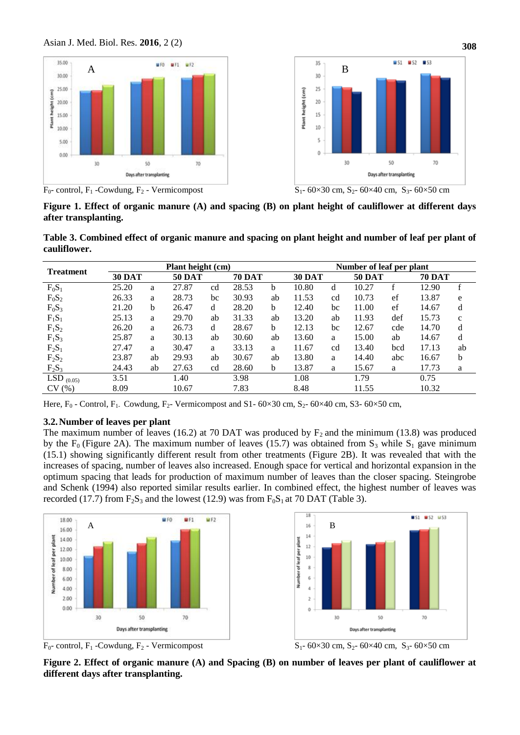$F_0$- control, $F_1$ -Cowdung, $F_2$ - Vermicompost

$S_1$- 60×30 cm, $S_2$- 60×40 cm, $S_3$- 60×50 cm

**Figure 1. Effect of organic manure (A) and spacing (B) on plant height of cauliflower at different days after transplanting.**

**Table 3. Combined effect of organic manure and spacing on plant height and number of leaf per plant of cauliflower.**

| Treatment | Plant height (cm) | | | | | | Number of leaf per plant | | | | | |
|---|---|---|---|---|---|---|---|---|---|---|---|---|
| | 30 DAT | | 50 DAT | | 70 DAT | | 30 DAT | | 50 DAT | | 70 DAT | |
| $F_0S_1$ | 25.20 | a | 27.87 | cd | 28.53 | b | 10.80 | d | 10.27 | f | 12.90 | f |
| $F_0S_2$ | 26.33 | a | 28.73 | bc | 30.93 | ab | 11.53 | cd | 10.73 | ef | 13.87 | e |
| $F_0S_3$ | 21.20 | b | 26.47 | d | 28.20 | b | 12.40 | bc | 11.00 | ef | 14.67 | d |
| $F_1S_1$ | 25.13 | a | 29.70 | ab | 31.33 | ab | 13.20 | ab | 11.93 | def | 15.73 | c |
| $F_1S_2$ | 26.20 | a | 26.73 | d | 28.67 | b | 12.13 | bc | 12.67 | cde | 14.70 | d |
| $F_1S_3$ | 25.87 | a | 30.13 | ab | 30.60 | ab | 13.60 | a | 15.00 | ab | 14.67 | d |
| $F_2S_1$ | 27.47 | a | 30.47 | a | 33.13 | a | 11.67 | cd | 13.40 | bcd | 17.13 | ab |
| $F_2S_2$ | 23.87 | ab | 29.93 | ab | 30.67 | ab | 13.80 | a | 14.40 | abc | 16.67 | b |
| $F_2S_3$ | 24.43 | ab | 27.63 | cd | 28.60 | b | 13.87 | a | 15.67 | a | 17.73 | a |
| $LSD_{(0.05)}$ | 3.51 | | 1.40 | | 3.98 | | 1.08 | | 1.79 | | 0.75 | |
| CV (%) | 8.09 | | 10.67 | | 7.83 | | 8.48 | | 11.55 | | 10.32 | |

Here, $F_0$ - Control, $F_1$- Cowdung, $F_2$- Vermicompost and S1- 60×30 cm, $S_2$- 60×40 cm, S3- 60×50 cm,

### 3.2. Number of leaves per plant

The maximum number of leaves (16.2) at 70 DAT was produced by $F_2$ and the minimum (13.8) was produced by the $F_0$ (Figure 2A). The maximum number of leaves (15.7) was obtained from $S_3$ while $S_1$ gave minimum (15.1) showing significantly different result from other treatments (Figure 2B). It was revealed that with the increases of spacing, number of leaves also increased. Enough space for vertical and horizontal expansion in the optimum spacing that leads for production of maximum number of leaves than the closer spacing. Steingrobe and Schenk (1994) also reported similar results earlier. In combined effect, the highest number of leaves was recorded (17.7) from $F_2S_3$ and the lowest (12.9) was from $F_0S_1$ at 70 DAT (Table 3).

$F_0$- control, $F_1$ -Cowdung, $F_2$ - Vermicompost

$S_1$- 60×30 cm, $S_2$- 60×40 cm, $S_3$- 60×50 cm

**Figure 2. Effect of organic manure (A) and Spacing (B) on number of leaves per plant of cauliflower at different days after transplanting.**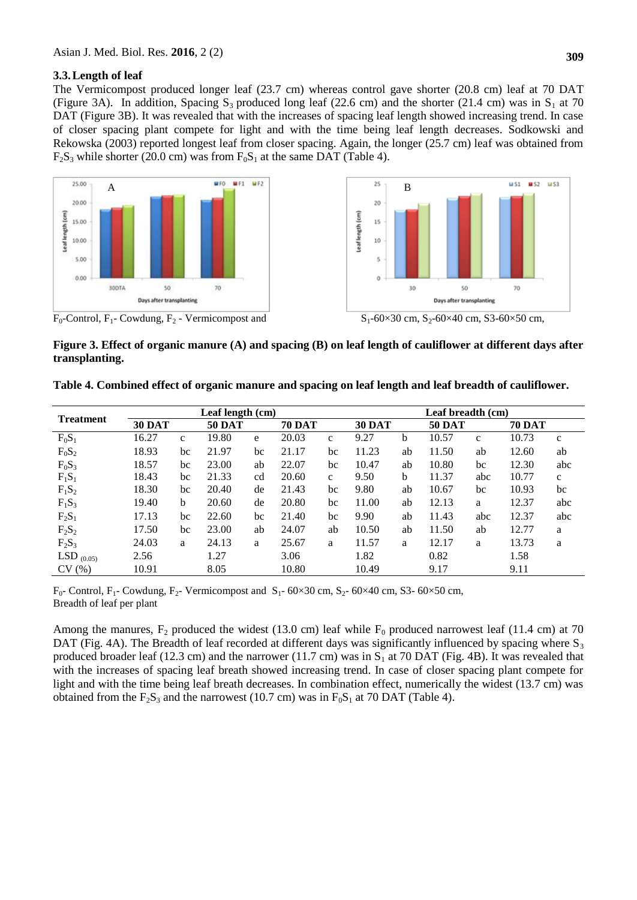### 3.3. Length of leaf

The Vermicompost produced longer leaf (23.7 cm) whereas control gave shorter (20.8 cm) leaf at 70 DAT (Figure 3A). In addition, Spacing $S_3$ produced long leaf (22.6 cm) and the shorter (21.4 cm) was in $S_1$ at 70 DAT (Figure 3B). It was revealed that with the increases of spacing leaf length showed increasing trend. In case of closer spacing plant compete for light and with the time being leaf length decreases. Sodkowski and Rekowska (2003) reported longest leaf from closer spacing. Again, the longer (25.7 cm) leaf was obtained from $F_2S_3$ while shorter (20.0 cm) was from $F_0S_1$ at the same DAT (Table 4).

$F_0$-Control, $F_1$- Cowdung, $F_2$ - Vermicompost and $S_1$-60×30 cm, $S_2$-60×40 cm, S3-60×50 cm,

**Figure 3. Effect of organic manure (A) and spacing (B) on leaf length of cauliflower at different days after transplanting.**

**Table 4. Combined effect of organic manure and spacing on leaf length and leaf breadth of cauliflower.**

| Treatment | Leaf length (cm) | | | | | | Leaf breadth (cm) | | | | | |
|---|---|---|---|---|---|---|---|---|---|---|---|---|
| | 30 DAT | | 50 DAT | | 70 DAT | | 30 DAT | | 50 DAT | | 70 DAT | |
| $F_0S_1$ | 16.27 | c | 19.80 | e | 20.03 | c | 9.27 | b | 10.57 | c | 10.73 | c |
| $F_0S_2$ | 18.93 | bc | 21.97 | bc | 21.17 | bc | 11.23 | ab | 11.50 | ab | 12.60 | ab |
| $F_0S_3$ | 18.57 | bc | 23.00 | ab | 22.07 | bc | 10.47 | ab | 10.80 | bc | 12.30 | abc |
| $F_1S_1$ | 18.43 | bc | 21.33 | cd | 20.60 | c | 9.50 | b | 11.37 | abc | 10.77 | c |
| $F_1S_2$ | 18.30 | bc | 20.40 | de | 21.43 | bc | 9.80 | ab | 10.67 | bc | 10.93 | bc |
| $F_1S_3$ | 19.40 | b | 20.60 | de | 20.80 | bc | 11.00 | ab | 12.13 | a | 12.37 | abc |
| $F_2S_1$ | 17.13 | bc | 22.60 | bc | 21.40 | bc | 9.90 | ab | 11.43 | abc | 12.37 | abc |
| $F_2S_2$ | 17.50 | bc | 23.00 | ab | 24.07 | ab | 10.50 | ab | 11.50 | ab | 12.77 | a |
| $F_2S_3$ | 24.03 | a | 24.13 | a | 25.67 | a | 11.57 | a | 12.17 | a | 13.73 | a |
| $LSD_{(0.05)}$ | 2.56 | | 1.27 | | 3.06 | | 1.82 | | 0.82 | | 1.58 | |
| CV (%) | 10.91 | | 8.05 | | 10.80 | | 10.49 | | 9.17 | | 9.11 | |

$F_0$- Control, $F_1$- Cowdung, $F_2$- Vermicompost and $S_1$- 60×30 cm, $S_2$- 60×40 cm, S3- 60×50 cm,
Breadth of leaf per plant

Among the manures, $F_2$ produced the widest (13.0 cm) leaf while $F_0$ produced narrowest leaf (11.4 cm) at 70 DAT (Fig. 4A). The Breadth of leaf recorded at different days was significantly influenced by spacing where $S_3$ produced broader leaf (12.3 cm) and the narrower (11.7 cm) was in $S_1$ at 70 DAT (Fig. 4B). It was revealed that with the increases of spacing leaf breath showed increasing trend. In case of closer spacing plant compete for light and with the time being leaf breath decreases. In combination effect, numerically the widest (13.7 cm) was obtained from the $F_2S_3$ and the narrowest (10.7 cm) was in $F_0S_1$ at 70 DAT (Table 4).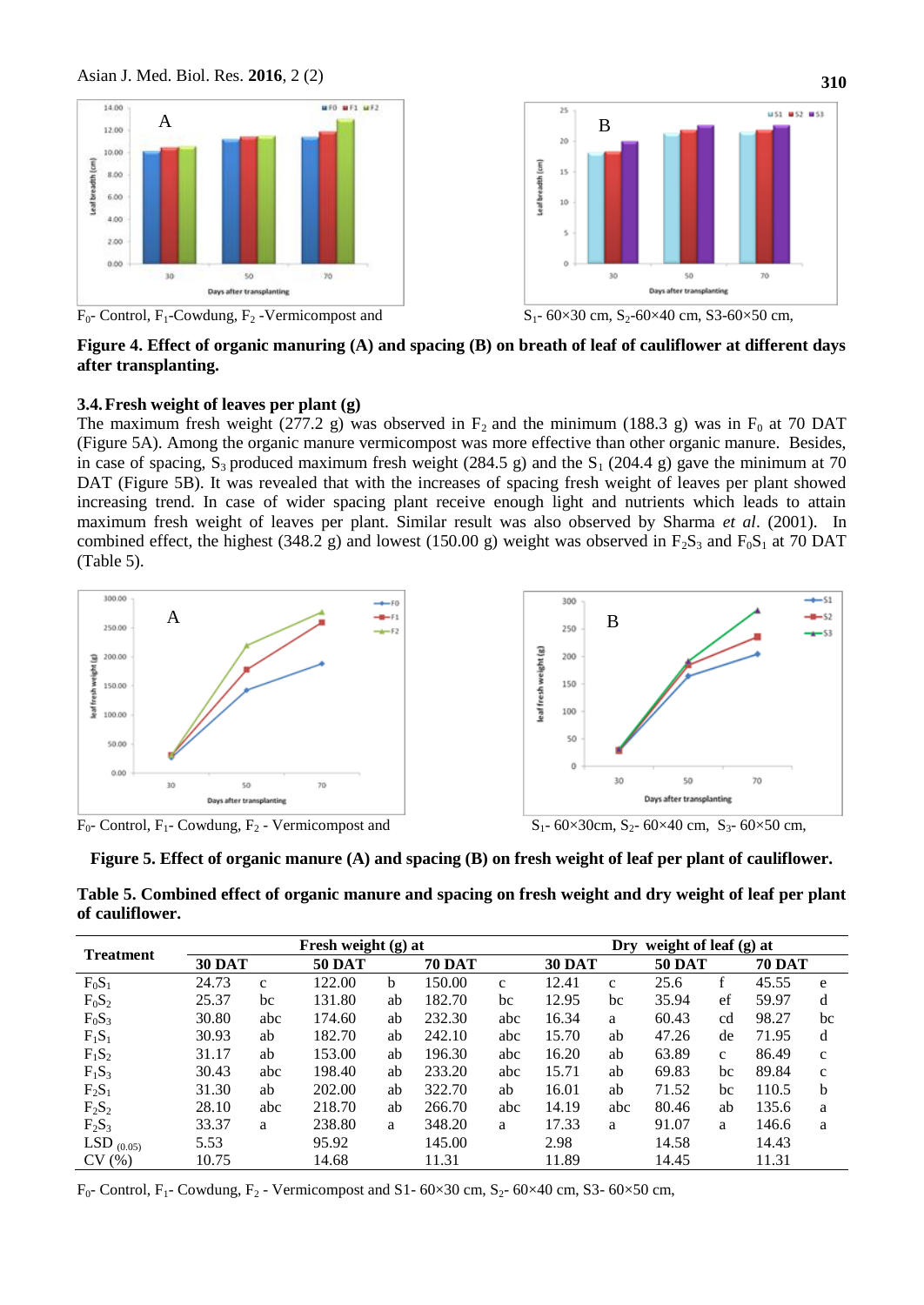F$_0$- Control, F$_1$-Cowdung, F$_2$ -Vermicompost and

S$_1$- 60×30 cm, S$_2$-60×40 cm, S3-60×50 cm,

**Figure 4. Effect of organic manuring (A) and spacing (B) on breath of leaf of cauliflower at different days after transplanting.**

### 3.4. Fresh weight of leaves per plant (g)

The maximum fresh weight (277.2 g) was observed in F$_2$ and the minimum (188.3 g) was in F$_0$ at 70 DAT (Figure 5A). Among the organic manure vermicompost was more effective than other organic manure. Besides, in case of spacing, S$_3$ produced maximum fresh weight (284.5 g) and the S$_1$ (204.4 g) gave the minimum at 70 DAT (Figure 5B). It was revealed that with the increases of spacing fresh weight of leaves per plant showed increasing trend. In case of wider spacing plant receive enough light and nutrients which leads to attain maximum fresh weight of leaves per plant. Similar result was also observed by Sharma *et al*. (2001). In combined effect, the highest (348.2 g) and lowest (150.00 g) weight was observed in F$_2$S$_3$ and F$_0$S$_1$ at 70 DAT (Table 5).

F$_0$- Control, F$_1$- Cowdung, F$_2$ - Vermicompost and

S$_1$- 60×30cm, S$_2$- 60×40 cm, S$_3$- 60×50 cm,

**Figure 5. Effect of organic manure (A) and spacing (B) on fresh weight of leaf per plant of cauliflower.**

**Table 5. Combined effect of organic manure and spacing on fresh weight and dry weight of leaf per plant of cauliflower.**

| Treatment | Fresh weight (g) at | | | | | | Dry weight of leaf (g) at | | | | | |
|---|---|---|---|---|---|---|---|---|---|---|---|---|
| | 30 DAT | | 50 DAT | | 70 DAT | | 30 DAT | | 50 DAT | | 70 DAT | |
| F$_0$S$_1$ | 24.73 | c | 122.00 | b | 150.00 | c | 12.41 | c | 25.6 | f | 45.55 | e |
| F$_0$S$_2$ | 25.37 | bc | 131.80 | ab | 182.70 | bc | 12.95 | bc | 35.94 | ef | 59.97 | d |
| F$_0$S$_3$ | 30.80 | abc | 174.60 | ab | 232.30 | abc | 16.34 | a | 60.43 | cd | 98.27 | bc |
| F$_1$S$_1$ | 30.93 | ab | 182.70 | ab | 242.10 | abc | 15.70 | ab | 47.26 | de | 71.95 | d |
| F$_1$S$_2$ | 31.17 | ab | 153.00 | ab | 196.30 | abc | 16.20 | ab | 63.89 | c | 86.49 | c |
| F$_1$S$_3$ | 30.43 | abc | 198.40 | ab | 233.20 | abc | 15.71 | ab | 69.83 | bc | 89.84 | c |
| F$_2$S$_1$ | 31.30 | ab | 202.00 | ab | 322.70 | ab | 16.01 | ab | 71.52 | bc | 110.5 | b |
| F$_2$S$_2$ | 28.10 | abc | 218.70 | ab | 266.70 | abc | 14.19 | abc | 80.46 | ab | 135.6 | a |
| F$_2$S$_3$ | 33.37 | a | 238.80 | a | 348.20 | a | 17.33 | a | 91.07 | a | 146.6 | a |
| LSD $_{(0.05)}$ | 5.53 | | 95.92 | | 145.00 | | 2.98 | | 14.58 | | 14.43 | |
| CV (%) | 10.75 | | 14.68 | | 11.31 | | 11.89 | | 14.45 | | 11.31 | |

F$_0$- Control, F$_1$- Cowdung, F$_2$ - Vermicompost and S1- 60×30 cm, S$_2$- 60×40 cm, S3- 60×50 cm,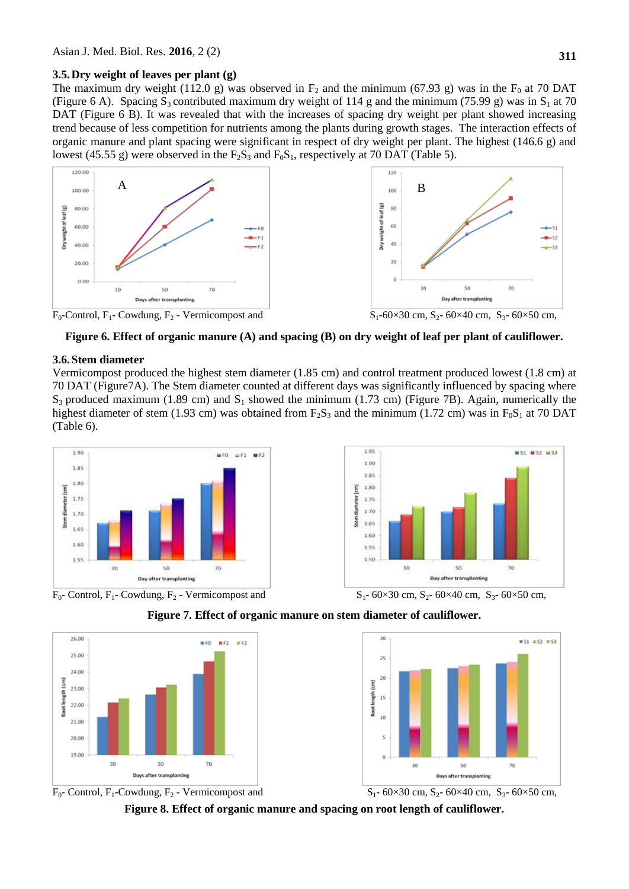### 3.5. Dry weight of leaves per plant (g)

The maximum dry weight (112.0 g) was observed in $F_2$ and the minimum (67.93 g) was in the $F_0$ at 70 DAT (Figure 6 A). Spacing $S_3$ contributed maximum dry weight of 114 g and the minimum (75.99 g) was in $S_1$ at 70 DAT (Figure 6 B). It was revealed that with the increases of spacing dry weight per plant showed increasing trend because of less competition for nutrients among the plants during growth stages. The interaction effects of organic manure and plant spacing were significant in respect of dry weight per plant. The highest (146.6 g) and lowest (45.55 g) were observed in the $F_2S_3$ and $F_0S_1$, respectively at 70 DAT (Table 5).

$F_0$-Control, $F_1$- Cowdung, $F_2$ - Vermicompost and

$S_1$-60×30 cm, $S_2$- 60×40 cm, $S_3$- 60×50 cm,

**Figure 6. Effect of organic manure (A) and spacing (B) on dry weight of leaf per plant of cauliflower.**

### 3.6. Stem diameter

Vermicompost produced the highest stem diameter (1.85 cm) and control treatment produced lowest (1.8 cm) at 70 DAT (Figure7A). The Stem diameter counted at different days was significantly influenced by spacing where $S_3$ produced maximum (1.89 cm) and $S_1$ showed the minimum (1.73 cm) (Figure 7B). Again, numerically the highest diameter of stem (1.93 cm) was obtained from $F_2S_3$ and the minimum (1.72 cm) was in $F_0S_1$ at 70 DAT (Table 6).

$F_0$- Control, $F_1$- Cowdung, $F_2$ - Vermicompost and

$S_1$- 60×30 cm, $S_2$- 60×40 cm, $S_3$- 60×50 cm,

**Figure 7. Effect of organic manure on stem diameter of cauliflower.**

$F_0$- Control, $F_1$-Cowdung, $F_2$ - Vermicompost and

$S_1$- 60×30 cm, $S_2$- 60×40 cm, $S_3$- 60×50 cm,

**Figure 8. Effect of organic manure and spacing on root length of cauliflower.**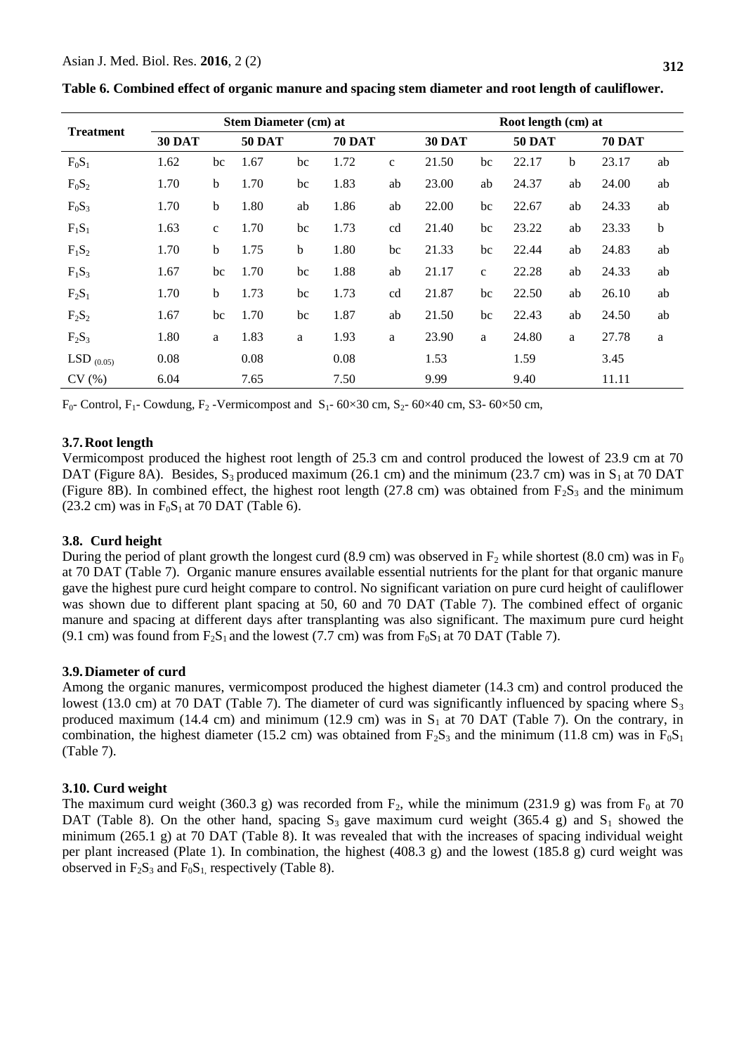**Table 6. Combined effect of organic manure and spacing stem diameter and root length of cauliflower.**

| Treatment | Stem Diameter (cm) at | | | | | | Root length (cm) at | | | | | |
|---|---|---|---|---|---|---|---|---|---|---|---|---|
| | 30 DAT | | 50 DAT | | 70 DAT | | 30 DAT | | 50 DAT | | 70 DAT | |
| $F_0S_1$ | 1.62 | bc | 1.67 | bc | 1.72 | c | 21.50 | bc | 22.17 | b | 23.17 | ab |
| $F_0S_2$ | 1.70 | b | 1.70 | bc | 1.83 | ab | 23.00 | ab | 24.37 | ab | 24.00 | ab |
| $F_0S_3$ | 1.70 | b | 1.80 | ab | 1.86 | ab | 22.00 | bc | 22.67 | ab | 24.33 | ab |
| $F_1S_1$ | 1.63 | c | 1.70 | bc | 1.73 | cd | 21.40 | bc | 23.22 | ab | 23.33 | b |
| $F_1S_2$ | 1.70 | b | 1.75 | b | 1.80 | bc | 21.33 | bc | 22.44 | ab | 24.83 | ab |
| $F_1S_3$ | 1.67 | bc | 1.70 | bc | 1.88 | ab | 21.17 | c | 22.28 | ab | 24.33 | ab |
| $F_2S_1$ | 1.70 | b | 1.73 | bc | 1.73 | cd | 21.87 | bc | 22.50 | ab | 26.10 | ab |
| $F_2S_2$ | 1.67 | bc | 1.70 | bc | 1.87 | ab | 21.50 | bc | 22.43 | ab | 24.50 | ab |
| $F_2S_3$ | 1.80 | a | 1.83 | a | 1.93 | a | 23.90 | a | 24.80 | a | 27.78 | a |
| $LSD_{(0.05)}$ | 0.08 | | 0.08 | | 0.08 | | 1.53 | | 1.59 | | 3.45 | |
| CV (%) | 6.04 | | 7.65 | | 7.50 | | 9.99 | | 9.40 | | 11.11 | |

$F_0$- Control, $F_1$- Cowdung, $F_2$ -Vermicompost and $S_1$- 60×30 cm, $S_2$- 60×40 cm, S3- 60×50 cm,

### 3.7. Root length

Vermicompost produced the highest root length of 25.3 cm and control produced the lowest of 23.9 cm at 70 DAT (Figure 8A). Besides, $S_3$ produced maximum (26.1 cm) and the minimum (23.7 cm) was in $S_1$ at 70 DAT (Figure 8B). In combined effect, the highest root length (27.8 cm) was obtained from $F_2S_3$ and the minimum (23.2 cm) was in $F_0S_1$ at 70 DAT (Table 6).

### 3.8. Curd height

During the period of plant growth the longest curd (8.9 cm) was observed in $F_2$ while shortest (8.0 cm) was in $F_0$ at 70 DAT (Table 7). Organic manure ensures available essential nutrients for the plant for that organic manure gave the highest pure curd height compare to control. No significant variation on pure curd height of cauliflower was shown due to different plant spacing at 50, 60 and 70 DAT (Table 7). The combined effect of organic manure and spacing at different days after transplanting was also significant. The maximum pure curd height (9.1 cm) was found from $F_2S_1$ and the lowest (7.7 cm) was from $F_0S_1$ at 70 DAT (Table 7).

### 3.9. Diameter of curd

Among the organic manures, vermicompost produced the highest diameter (14.3 cm) and control produced the lowest (13.0 cm) at 70 DAT (Table 7). The diameter of curd was significantly influenced by spacing where $S_3$ produced maximum (14.4 cm) and minimum (12.9 cm) was in $S_1$ at 70 DAT (Table 7). On the contrary, in combination, the highest diameter (15.2 cm) was obtained from $F_2S_3$ and the minimum (11.8 cm) was in $F_0S_1$ (Table 7).

### 3.10. Curd weight

The maximum curd weight (360.3 g) was recorded from $F_2$, while the minimum (231.9 g) was from $F_0$ at 70 DAT (Table 8). On the other hand, spacing $S_3$ gave maximum curd weight (365.4 g) and $S_1$ showed the minimum (265.1 g) at 70 DAT (Table 8). It was revealed that with the increases of spacing individual weight per plant increased (Plate 1). In combination, the highest (408.3 g) and the lowest (185.8 g) curd weight was observed in $F_2S_3$ and $F_0S_1$, respectively (Table 8).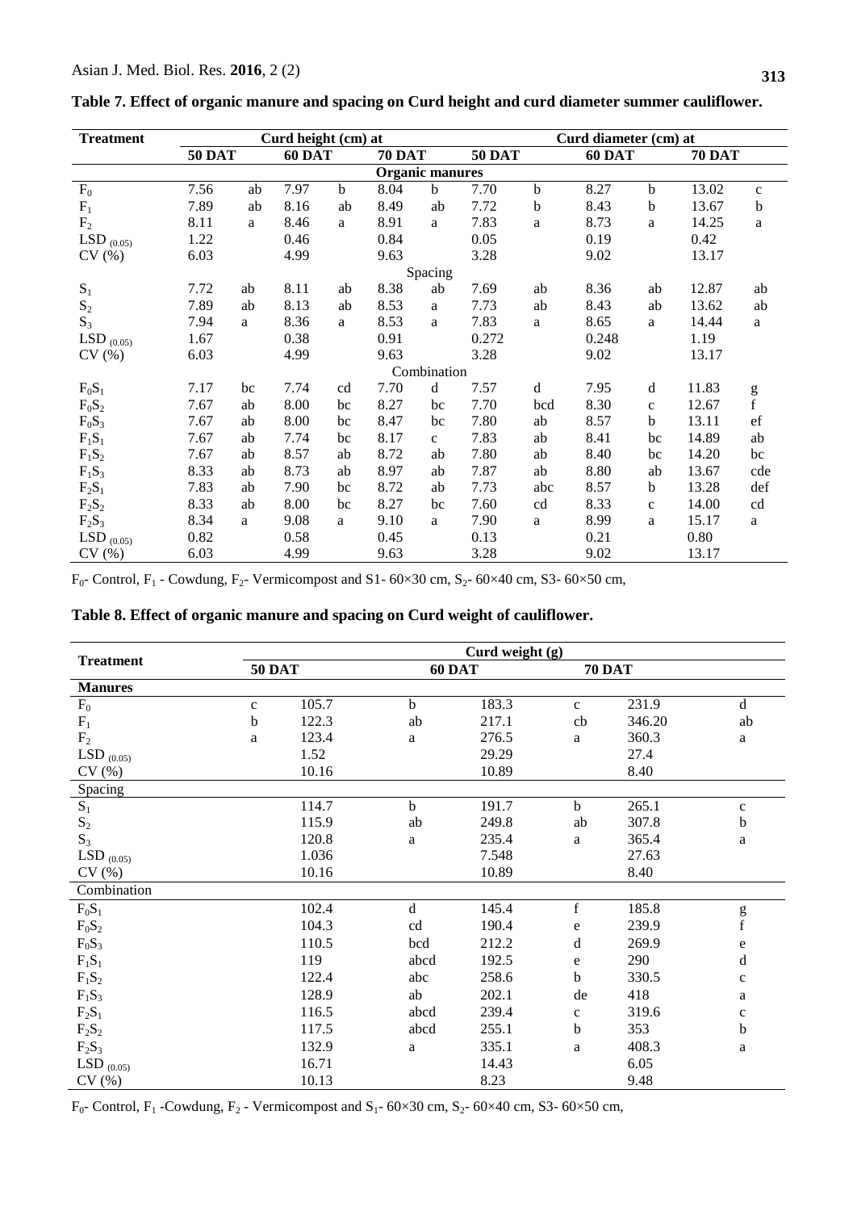**Table 7. Effect of organic manure and spacing on Curd height and curd diameter summer cauliflower.**

| Treatment | Curd height (cm) at | | | | | | Curd diameter (cm) at | | | | | |
|---|---|---|---|---|---|---|---|---|---|---|---|---|
| | 50 DAT | | 60 DAT | | 70 DAT | | 50 DAT | | 60 DAT | | 70 DAT | |
| **Organic manures** | | | | | | | | | | | | |
| $F_0$ | 7.56 | ab | 7.97 | b | 8.04 | b | 7.70 | b | 8.27 | b | 13.02 | c |
| $F_1$ | 7.89 | ab | 8.16 | ab | 8.49 | ab | 7.72 | b | 8.43 | b | 13.67 | b |
| $F_2$ | 8.11 | a | 8.46 | a | 8.91 | a | 7.83 | a | 8.73 | a | 14.25 | a |
| $LSD_{(0.05)}$ | 1.22 | | 0.46 | | 0.84 | | 0.05 | | 0.19 | | 0.42 | |
| CV (%) | 6.03 | | 4.99 | | 9.63 | | 3.28 | | 9.02 | | 13.17 | |
| **Spacing** | | | | | | | | | | | | |
| $S_1$ | 7.72 | ab | 8.11 | ab | 8.38 | ab | 7.69 | ab | 8.36 | ab | 12.87 | ab |
| $S_2$ | 7.89 | ab | 8.13 | ab | 8.53 | a | 7.73 | ab | 8.43 | ab | 13.62 | ab |
| $S_3$ | 7.94 | a | 8.36 | a | 8.53 | a | 7.83 | a | 8.65 | a | 14.44 | a |
| $LSD_{(0.05)}$ | 1.67 | | 0.38 | | 0.91 | | 0.272 | | 0.248 | | 1.19 | |
| CV (%) | 6.03 | | 4.99 | | 9.63 | | 3.28 | | 9.02 | | 13.17 | |
| **Combination** | | | | | | | | | | | | |
| $F_0S_1$ | 7.17 | bc | 7.74 | cd | 7.70 | d | 7.57 | d | 7.95 | d | 11.83 | g |
| $F_0S_2$ | 7.67 | ab | 8.00 | bc | 8.27 | bc | 7.70 | bcd | 8.30 | c | 12.67 | f |
| $F_0S_3$ | 7.67 | ab | 8.00 | bc | 8.47 | bc | 7.80 | ab | 8.57 | b | 13.11 | ef |
| $F_1S_1$ | 7.67 | ab | 7.74 | bc | 8.17 | c | 7.83 | ab | 8.41 | bc | 14.89 | ab |
| $F_1S_2$ | 7.67 | ab | 8.57 | ab | 8.72 | ab | 7.80 | ab | 8.40 | bc | 14.20 | bc |
| $F_1S_3$ | 8.33 | ab | 8.73 | ab | 8.97 | ab | 7.87 | ab | 8.80 | ab | 13.67 | cde |
| $F_2S_1$ | 7.83 | ab | 7.90 | bc | 8.72 | ab | 7.73 | abc | 8.57 | b | 13.28 | def |
| $F_2S_2$ | 8.33 | ab | 8.00 | bc | 8.27 | bc | 7.60 | cd | 8.33 | c | 14.00 | cd |
| $F_2S_3$ | 8.34 | a | 9.08 | a | 9.10 | a | 7.90 | a | 8.99 | a | 15.17 | a |
| $LSD_{(0.05)}$ | 0.82 | | 0.58 | | 0.45 | | 0.13 | | 0.21 | | 0.80 | |
| CV (%) | 6.03 | | 4.99 | | 9.63 | | 3.28 | | 9.02 | | 13.17 | |

$F_0$- Control, $F_1$ - Cowdung, $F_2$- Vermicompost and S1- 60×30 cm, $S_2$- 60×40 cm, S3- 60×50 cm,

**Table 8. Effect of organic manure and spacing on Curd weight of cauliflower.**

| Treatment | Curd weight (g) | | | | | | |
|---|---|---|---|---|---|---|---|
| | 50 DAT | | 60 DAT | | 70 DAT | | |
| **Manures** | | | | | | | |
| $F_0$ | c | 105.7 | b | 183.3 | c | 231.9 | d |
| $F_1$ | b | 122.3 | ab | 217.1 | cb | 346.20 | ab |
| $F_2$ | a | 123.4 | a | 276.5 | a | 360.3 | a |
| $LSD_{(0.05)}$ | | 1.52 | | 29.29 | | 27.4 | |
| CV (%) | | 10.16 | | 10.89 | | 8.40 | |
| Spacing | | | | | | | |
| $S_1$ | | 114.7 | b | 191.7 | b | 265.1 | c |
| $S_2$ | | 115.9 | ab | 249.8 | ab | 307.8 | b |
| $S_3$ | | 120.8 | a | 235.4 | a | 365.4 | a |
| $LSD_{(0.05)}$ | | 1.036 | | 7.548 | | 27.63 | |
| CV (%) | | 10.16 | | 10.89 | | 8.40 | |
| Combination | | | | | | | |
| $F_0S_1$ | | 102.4 | d | 145.4 | f | 185.8 | g |
| $F_0S_2$ | | 104.3 | cd | 190.4 | e | 239.9 | f |
| $F_0S_3$ | | 110.5 | bcd | 212.2 | d | 269.9 | e |
| $F_1S_1$ | | 119 | abcd | 192.5 | e | 290 | d |
| $F_1S_2$ | | 122.4 | abc | 258.6 | b | 330.5 | c |
| $F_1S_3$ | | 128.9 | ab | 202.1 | de | 418 | a |
| $F_2S_1$ | | 116.5 | abcd | 239.4 | c | 319.6 | c |
| $F_2S_2$ | | 117.5 | abcd | 255.1 | b | 353 | b |
| $F_2S_3$ | | 132.9 | a | 335.1 | a | 408.3 | a |
| $LSD_{(0.05)}$ | | 16.71 | | 14.43 | | 6.05 | |
| CV (%) | | 10.13 | | 8.23 | | 9.48 | |

$F_0$- Control, $F_1$ -Cowdung, $F_2$ - Vermicompost and $S_1$- 60×30 cm, $S_2$- 60×40 cm, S3- 60×50 cm,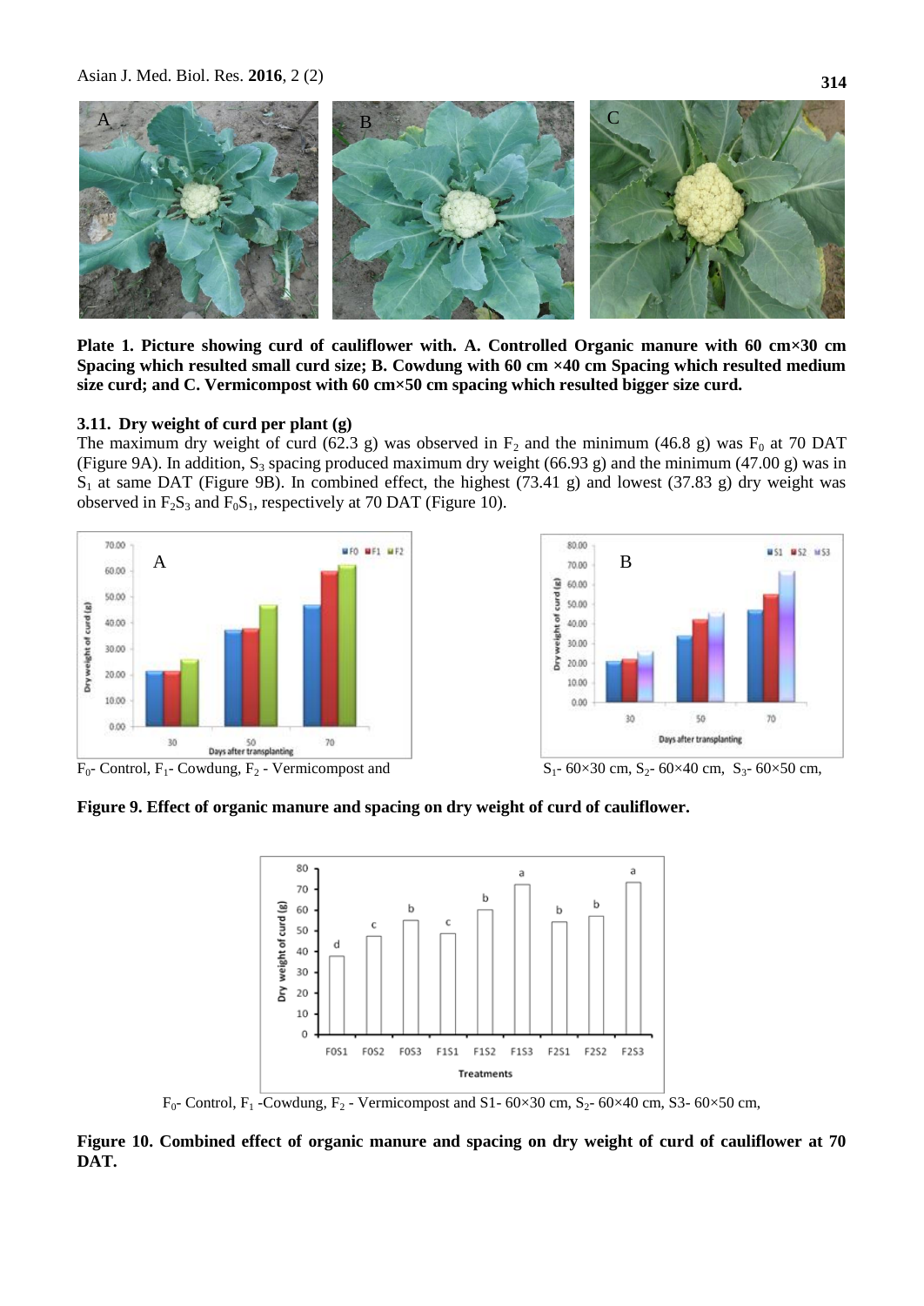**Plate 1. Picture showing curd of cauliflower with. A. Controlled Organic manure with 60 cm×30 cm Spacing which resulted small curd size; B. Cowdung with 60 cm ×40 cm Spacing which resulted medium size curd; and C. Vermicompost with 60 cm×50 cm spacing which resulted bigger size curd.**

### 3.11. Dry weight of curd per plant (g)

The maximum dry weight of curd (62.3 g) was observed in $F_2$ and the minimum (46.8 g) was $F_0$ at 70 DAT (Figure 9A). In addition, $S_3$ spacing produced maximum dry weight (66.93 g) and the minimum (47.00 g) was in $S_1$ at same DAT (Figure 9B). In combined effect, the highest (73.41 g) and lowest (37.83 g) dry weight was observed in $F_2S_3$ and $F_0S_1$, respectively at 70 DAT (Figure 10).

$F_0$- Control, $F_1$- Cowdung, $F_2$ - Vermicompost and $S_1$- 60×30 cm, $S_2$- 60×40 cm, $S_3$- 60×50 cm,

**Figure 9. Effect of organic manure and spacing on dry weight of curd of cauliflower.**

$F_0$- Control, $F_1$ -Cowdung, $F_2$ - Vermicompost and S1- 60×30 cm, $S_2$- 60×40 cm, S3- 60×50 cm,

**Figure 10. Combined effect of organic manure and spacing on dry weight of curd of cauliflower at 70 DAT.**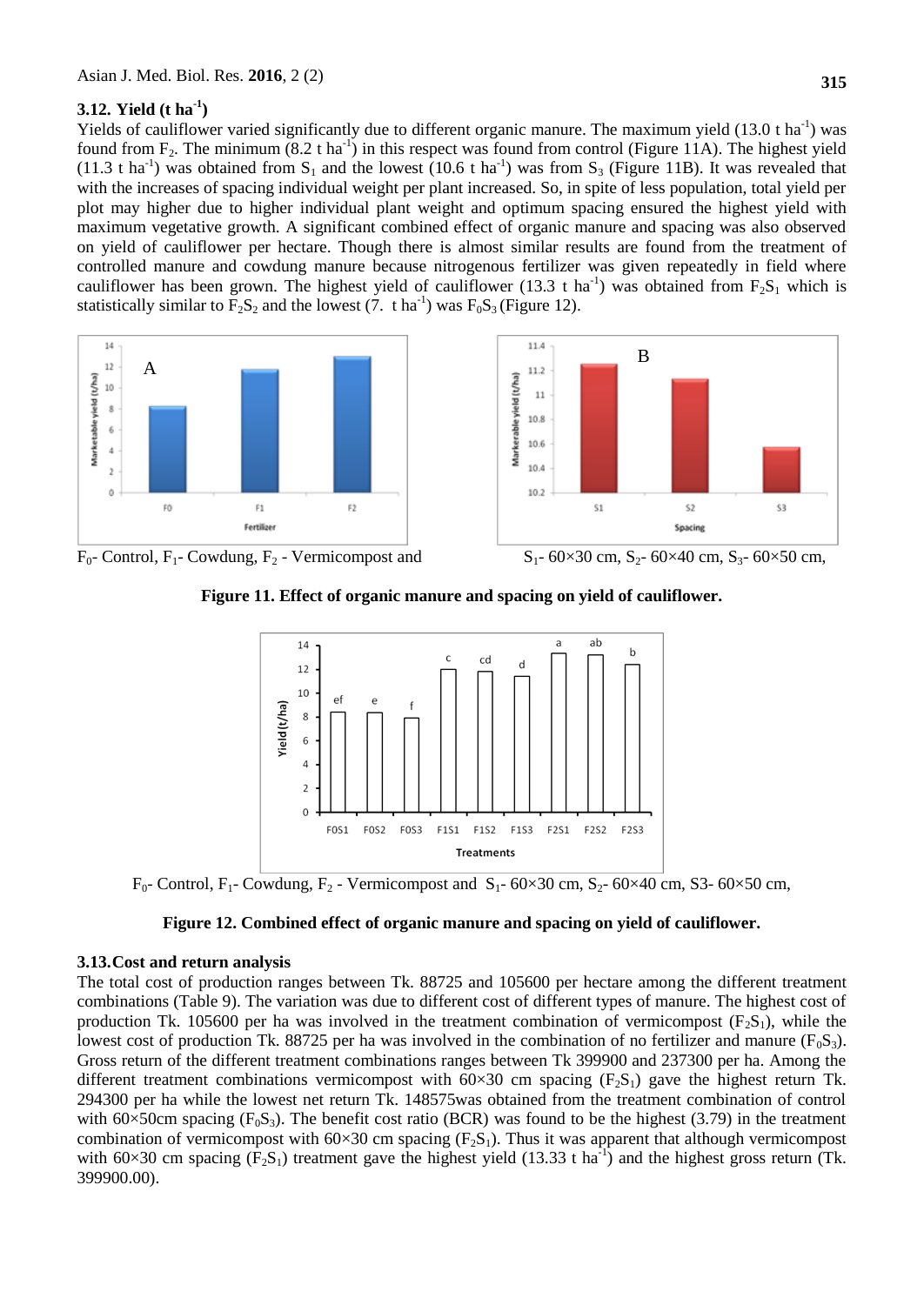### 3.12. Yield (t ha$^{-1}$)

Yields of cauliflower varied significantly due to different organic manure. The maximum yield (13.0 t ha$^{-1}$) was found from $F_2$. The minimum (8.2 t ha$^{-1}$) in this respect was found from control (Figure 11A). The highest yield (11.3 t ha$^{-1}$) was obtained from $S_1$ and the lowest (10.6 t ha$^{-1}$) was from $S_3$ (Figure 11B). It was revealed that with the increases of spacing individual weight per plant increased. So, in spite of less population, total yield per plot may higher due to higher individual plant weight and optimum spacing ensured the highest yield with maximum vegetative growth. A significant combined effect of organic manure and spacing was also observed on yield of cauliflower per hectare. Though there is almost similar results are found from the treatment of controlled manure and cowdung manure because nitrogenous fertilizer was given repeatedly in field where cauliflower has been grown. The highest yield of cauliflower (13.3 t ha$^{-1}$) was obtained from $F_2S_1$ which is statistically similar to $F_2S_2$ and the lowest (7. t ha$^{-1}$) was $F_0S_3$ (Figure 12).

$F_0$- Control, $F_1$- Cowdung, $F_2$ - Vermicompost and $S_1$- 60×30 cm, $S_2$- 60×40 cm, $S_3$- 60×50 cm,

**Figure 11. Effect of organic manure and spacing on yield of cauliflower.**

$F_0$- Control, $F_1$- Cowdung, $F_2$ - Vermicompost and $S_1$- 60×30 cm, $S_2$- 60×40 cm, S3- 60×50 cm,

**Figure 12. Combined effect of organic manure and spacing on yield of cauliflower.**

### 3.13. Cost and return analysis

The total cost of production ranges between Tk. 88725 and 105600 per hectare among the different treatment combinations (Table 9). The variation was due to different cost of different types of manure. The highest cost of production Tk. 105600 per ha was involved in the treatment combination of vermicompost ($F_2S_1$), while the lowest cost of production Tk. 88725 per ha was involved in the combination of no fertilizer and manure ($F_0S_3$). Gross return of the different treatment combinations ranges between Tk 399900 and 237300 per ha. Among the different treatment combinations vermicompost with 60×30 cm spacing ($F_2S_1$) gave the highest return Tk. 294300 per ha while the lowest net return Tk. 148575was obtained from the treatment combination of control with 60×50cm spacing ($F_0S_3$). The benefit cost ratio (BCR) was found to be the highest (3.79) in the treatment combination of vermicompost with 60×30 cm spacing ($F_2S_1$). Thus it was apparent that although vermicompost with 60×30 cm spacing ($F_2S_1$) treatment gave the highest yield (13.33 t ha$^{-1}$) and the highest gross return (Tk. 399900.00).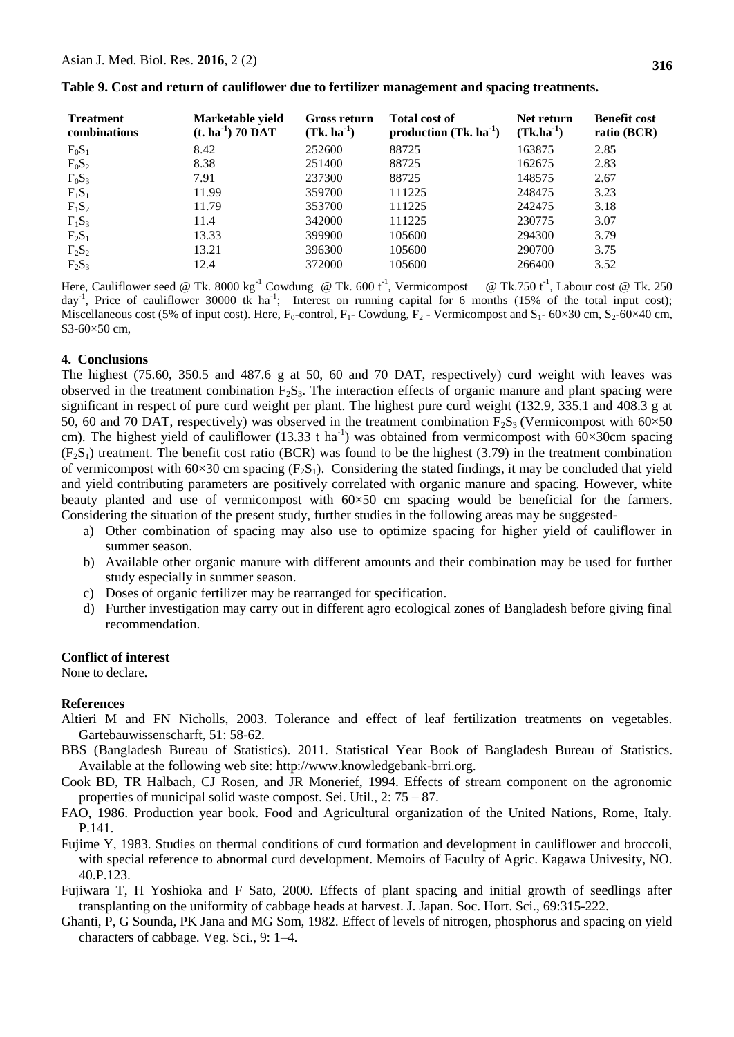**Table 9. Cost and return of cauliflower due to fertilizer management and spacing treatments.**

| Treatment combinations | Marketable yield ($t. ha^{-1}$) 70 DAT | Gross return ($Tk. ha^{-1}$) | Total cost of production ($Tk. ha^{-1}$) | Net return ($Tk.ha^{-1}$) | Benefit cost ratio (BCR) |
|---|---|---|---|---|---|
| $F_0S_1$ | 8.42 | 252600 | 88725 | 163875 | 2.85 |
| $F_0S_2$ | 8.38 | 251400 | 88725 | 162675 | 2.83 |
| $F_0S_3$ | 7.91 | 237300 | 88725 | 148575 | 2.67 |
| $F_1S_1$ | 11.99 | 359700 | 111225 | 248475 | 3.23 |
| $F_1S_2$ | 11.79 | 353700 | 111225 | 242475 | 3.18 |
| $F_1S_3$ | 11.4 | 342000 | 111225 | 230775 | 3.07 |
| $F_2S_1$ | 13.33 | 399900 | 105600 | 294300 | 3.79 |
| $F_2S_2$ | 13.21 | 396300 | 105600 | 290700 | 3.75 |
| $F_2S_3$ | 12.4 | 372000 | 105600 | 266400 | 3.52 |

Here, Cauliflower seed @ Tk. 8000 $kg^{-1}$ Cowdung @ Tk. 600 $t^{-1}$, Vermicompost @ Tk.750 $t^{-1}$, Labour cost @ Tk. 250 $day^{-1}$, Price of cauliflower 30000 tk $ha^{-1}$; Interest on running capital for 6 months (15% of the total input cost); Miscellaneous cost (5% of input cost). Here, $F_0$-control, $F_1$- Cowdung, $F_2$ - Vermicompost and $S_1$- 60×30 cm, $S_2$-60×40 cm, S3-60×50 cm,

## 4. Conclusions

The highest (75.60, 350.5 and 487.6 g at 50, 60 and 70 DAT, respectively) curd weight with leaves was observed in the treatment combination $F_2S_3$. The interaction effects of organic manure and plant spacing were significant in respect of pure curd weight per plant. The highest pure curd weight (132.9, 335.1 and 408.3 g at 50, 60 and 70 DAT, respectively) was observed in the treatment combination $F_2S_3$ (Vermicompost with 60×50 cm). The highest yield of cauliflower (13.33 t $ha^{-1}$) was obtained from vermicompost with 60×30cm spacing ($F_2S_1$) treatment. The benefit cost ratio (BCR) was found to be the highest (3.79) in the treatment combination of vermicompost with 60×30 cm spacing ($F_2S_1$). Considering the stated findings, it may be concluded that yield and yield contributing parameters are positively correlated with organic manure and spacing. However, white beauty planted and use of vermicompost with 60×50 cm spacing would be beneficial for the farmers. Considering the situation of the present study, further studies in the following areas may be suggested-

a) Other combination of spacing may also use to optimize spacing for higher yield of cauliflower in summer season.
b) Available other organic manure with different amounts and their combination may be used for further study especially in summer season.
c) Doses of organic fertilizer may be rearranged for specification.
d) Further investigation may carry out in different agro ecological zones of Bangladesh before giving final recommendation.

## Conflict of interest

None to declare.

## References

Altieri M and FN Nicholls, 2003. Tolerance and effect of leaf fertilization treatments on vegetables. Gartebauwissenscharft, 51: 58-62.

BBS (Bangladesh Bureau of Statistics). 2011. Statistical Year Book of Bangladesh Bureau of Statistics. Available at the following web site: http://www.knowledgebank-brri.org.

Cook BD, TR Halbach, CJ Rosen, and JR Monerief, 1994. Effects of stream component on the agronomic properties of municipal solid waste compost. Sei. Util., 2: 75 – 87.

FAO, 1986. Production year book. Food and Agricultural organization of the United Nations, Rome, Italy. P.141.

Fujime Y, 1983. Studies on thermal conditions of curd formation and development in cauliflower and broccoli, with special reference to abnormal curd development. Memoirs of Faculty of Agric. Kagawa Univesity, NO. 40.P.123.

Fujiwara T, H Yoshioka and F Sato, 2000. Effects of plant spacing and initial growth of seedlings after transplanting on the uniformity of cabbage heads at harvest. J. Japan. Soc. Hort. Sci., 69:315-222.

Ghanti, P, G Sounda, PK Jana and MG Som, 1982. Effect of levels of nitrogen, phosphorus and spacing on yield characters of cabbage. Veg. Sci., 9: 1–4.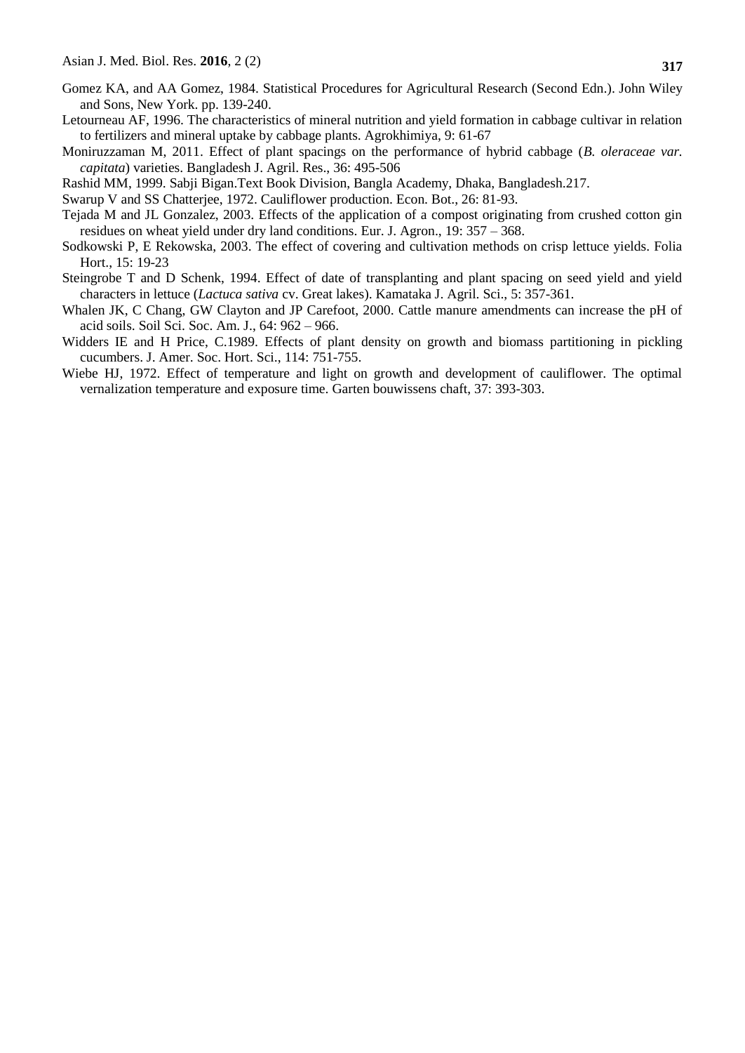Gomez KA, and AA Gomez, 1984. Statistical Procedures for Agricultural Research (Second Edn.). John Wiley and Sons, New York. pp. 139-240.

Letourneau AF, 1996. The characteristics of mineral nutrition and yield formation in cabbage cultivar in relation to fertilizers and mineral uptake by cabbage plants. Agrokhimiya, 9: 61-67

Moniruzzaman M, 2011. Effect of plant spacings on the performance of hybrid cabbage (*B. oleraceae var. capitata*) varieties. Bangladesh J. Agril. Res., 36: 495-506

Rashid MM, 1999. Sabji Bigan.Text Book Division, Bangla Academy, Dhaka, Bangladesh.217.

Swarup V and SS Chatterjee, 1972. Cauliflower production. Econ. Bot., 26: 81-93.

Tejada M and JL Gonzalez, 2003. Effects of the application of a compost originating from crushed cotton gin residues on wheat yield under dry land conditions. Eur. J. Agron., 19: 357 – 368.

Sodkowski P, E Rekowska, 2003. The effect of covering and cultivation methods on crisp lettuce yields. Folia Hort., 15: 19-23

Steingrobe T and D Schenk, 1994. Effect of date of transplanting and plant spacing on seed yield and yield characters in lettuce (*Lactuca sativa* cv. Great lakes). Kamataka J. Agril. Sci., 5: 357-361.

Whalen JK, C Chang, GW Clayton and JP Carefoot, 2000. Cattle manure amendments can increase the pH of acid soils. Soil Sci. Soc. Am. J., 64: 962 – 966.

Widders IE and H Price, C.1989. Effects of plant density on growth and biomass partitioning in pickling cucumbers. J. Amer. Soc. Hort. Sci., 114: 751-755.

Wiebe HJ, 1972. Effect of temperature and light on growth and development of cauliflower. The optimal vernalization temperature and exposure time. Garten bouwissens chaft, 37: 393-303.